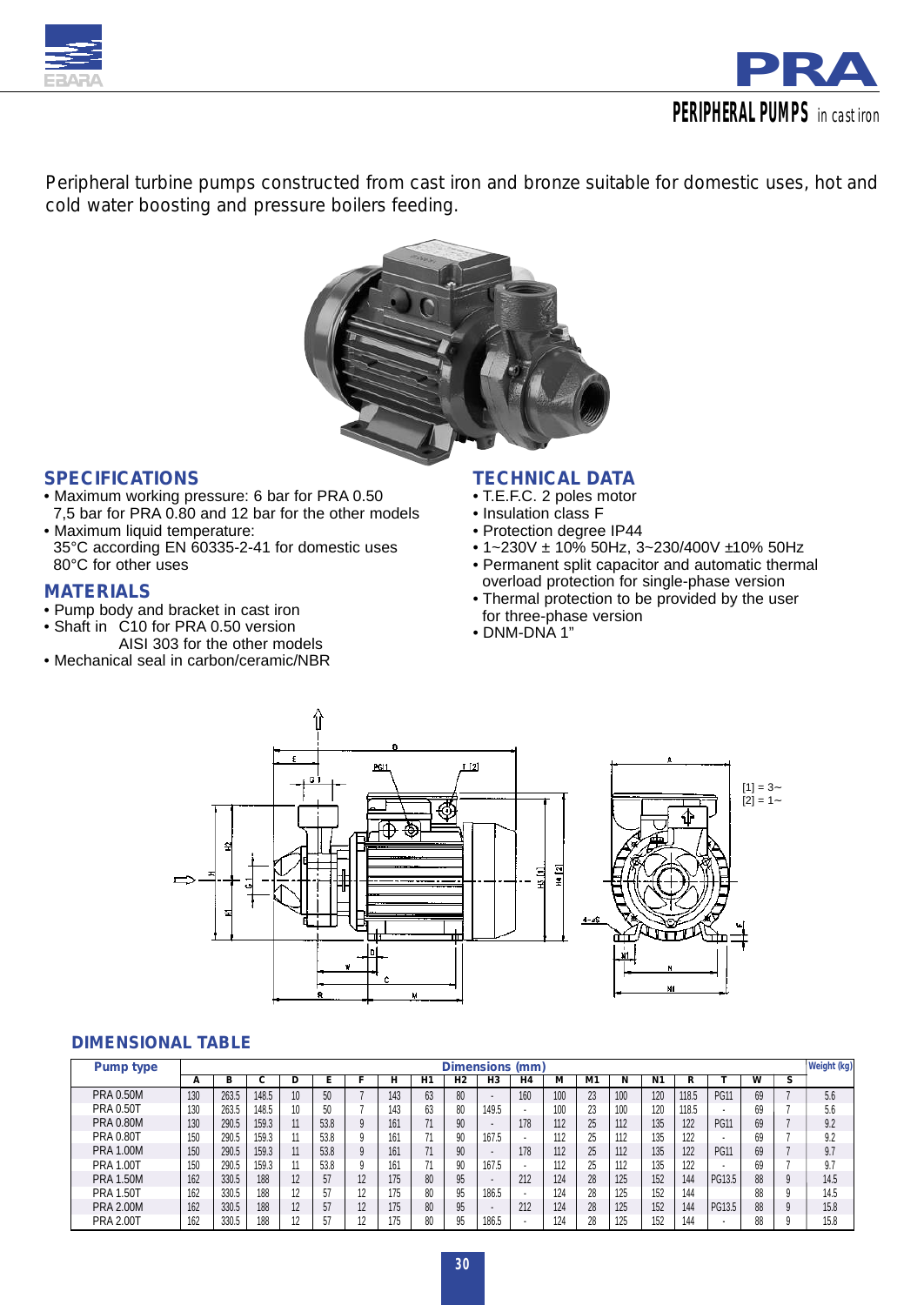# PRA

## PERIPHERAL PUMPS in cast iron

Peripheral turbine pumps constructed from cast iron and bronze suitable for domestic uses, hot and cold water boosting and pressure boilers feeding.

## SPECIFICATIONS

- Maximum working pressure: 6 bar for PRA 0.50 7,5 bar for PRA 0.80 and 12 bar for the other models
- Maximum liquid temperature: 35°C according EN 60335-2-41 for domestic uses 80°C for other uses

## MATERIALS

- Pump body and bracket in cast iron
- Shaft in C10 for PRA 0.50 version AISI 303 for the other models
- Mechanical seal in carbon/ceramic/NBR

## TECHNICAL DATA

- T.E.F.C. 2 poles motor
- Insulation class F
- Protection degree IP44
- 1~230V ± 10% 50Hz, 3~230/400V ±10% 50Hz
- Permanent split capacitor and automatic thermal overload protection for single-phase version
- Thermal protection to be provided by the user for three-phase version
- DNM-DNA 1"

[1] = 3~
[2] = 1~

## DIMENSIONAL TABLE

| Pump type | Dimensions (mm) | | | | | | | | | | | | | | | | | | | | Weight (kg) |
|---|---|---|---|---|---|---|---|---|---|---|---|---|---|---|---|---|---|---|---|---|---|
| | A | B | C | D | E | F | H | H1 | H2 | H3 | H4 | M | M1 | N | N1 | R | T | W | S | | |
| PRA 0.50M | 130 | 263.5 | 148.5 | 10 | 50 | 7 | 143 | 63 | 80 | - | 160 | 100 | 23 | 100 | 120 | 118.5 | PG11 | 69 | 7 | | 5.6 |
| PRA 0.50T | 130 | 263.5 | 148.5 | 10 | 50 | 7 | 143 | 63 | 80 | 149.5 | - | 100 | 23 | 100 | 120 | 118.5 | - | 69 | 7 | | 5.6 |
| PRA 0.80M | 130 | 290.5 | 159.3 | 11 | 53.8 | 9 | 161 | 71 | 90 | - | 178 | 112 | 25 | 112 | 135 | 122 | PG11 | 69 | 7 | | 9.2 |
| PRA 0.80T | 150 | 290.5 | 159.3 | 11 | 53.8 | 9 | 161 | 71 | 90 | 167.5 | - | 112 | 25 | 112 | 135 | 122 | - | 69 | 7 | | 9.2 |
| PRA 1.00M | 150 | 290.5 | 159.3 | 11 | 53.8 | 9 | 161 | 71 | 90 | - | 178 | 112 | 25 | 112 | 135 | 122 | PG11 | 69 | 7 | | 9.7 |
| PRA 1.00T | 150 | 290.5 | 159.3 | 11 | 53.8 | 9 | 161 | 71 | 90 | 167.5 | - | 112 | 25 | 112 | 135 | 122 | - | 69 | 7 | | 9.7 |
| PRA 1.50M | 162 | 330.5 | 188 | 12 | 57 | 12 | 175 | 80 | 95 | - | 212 | 124 | 28 | 125 | 152 | 144 | PG13.5 | 88 | 9 | | 14.5 |
| PRA 1.50T | 162 | 330.5 | 188 | 12 | 57 | 12 | 175 | 80 | 95 | 186.5 | - | 124 | 28 | 125 | 152 | 144 | - | 88 | 9 | | 14.5 |
| PRA 2.00M | 162 | 330.5 | 188 | 12 | 57 | 12 | 175 | 80 | 95 | - | 212 | 124 | 28 | 125 | 152 | 144 | PG13.5 | 88 | 9 | | 15.8 |
| PRA 2.00T | 162 | 330.5 | 188 | 12 | 57 | 12 | 175 | 80 | 95 | 186.5 | - | 124 | 28 | 125 | 152 | 144 | - | 88 | 9 | | 15.8 |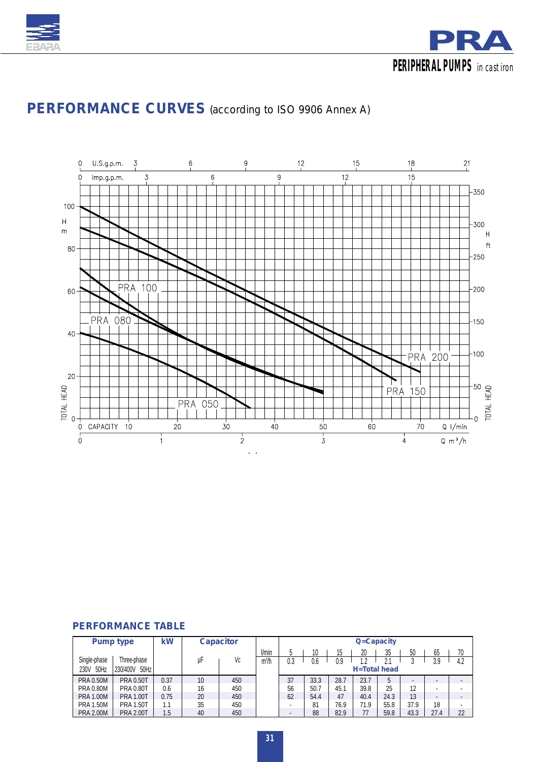# PERIPHERAL PUMPS in cast iron

## PERFORMANCE CURVES (according to ISO 9906 Annex A)

0 U.S.g.p.m. 3 6 9 12 15 18 21

0 Imp.g.p.m. 3 6 9 12 15

H m

TOTAL HEAD

100 80 60 40 20 0

H ft

TOTAL HEAD

350 300 250 200 150 100 50 0

PRA 100

PRA 080

PRA 050

PRA 200

PRA 150

0 CAPACITY 10 20 30 40 50 60 70 Q l/min

0 1 2 3 4 Q m³/h

## PERFORMANCE TABLE

| Pump type | | kW | Capacitor | | | Q=Capacity | | | | | | | |
|---|---|---|---|---|---|---|---|---|---|---|---|---|---|
| | | | | | l/min | 5 | 10 | 15 | 20 | 35 | 50 | 65 | 70 |
| Single-phase 230V 50Hz | Three-phase 230/400V 50Hz | | μF | Vc | $m^3/h$ | 0.3 | 0.6 | 0.9 | 1.2 | 2.1 | 3 | 3.9 | 4.2 |
| | | | | | | H=Total head | | | | | | | |
| PRA 0.50M | PRA 0.50T | 0.37 | 10 | 450 | | 37 | 33.3 | 28.7 | 23.7 | 5 | - | - | - |
| PRA 0.80M | PRA 0.80T | 0.6 | 16 | 450 | | 56 | 50.7 | 45.1 | 39.8 | 25 | 12 | - | - |
| PRA 1.00M | PRA 1.00T | 0.75 | 20 | 450 | | 62 | 54.4 | 47 | 40.4 | 24.3 | 13 | - | - |
| PRA 1.50M | PRA 1.50T | 1.1 | 35 | 450 | | - | 81 | 76.9 | 71.9 | 55.8 | 37.9 | 18 | - |
| PRA 2.00M | PRA 2.00T | 1.5 | 40 | 450 | | - | 88 | 82.9 | 77 | 59.8 | 43.3 | 27.4 | 22 |